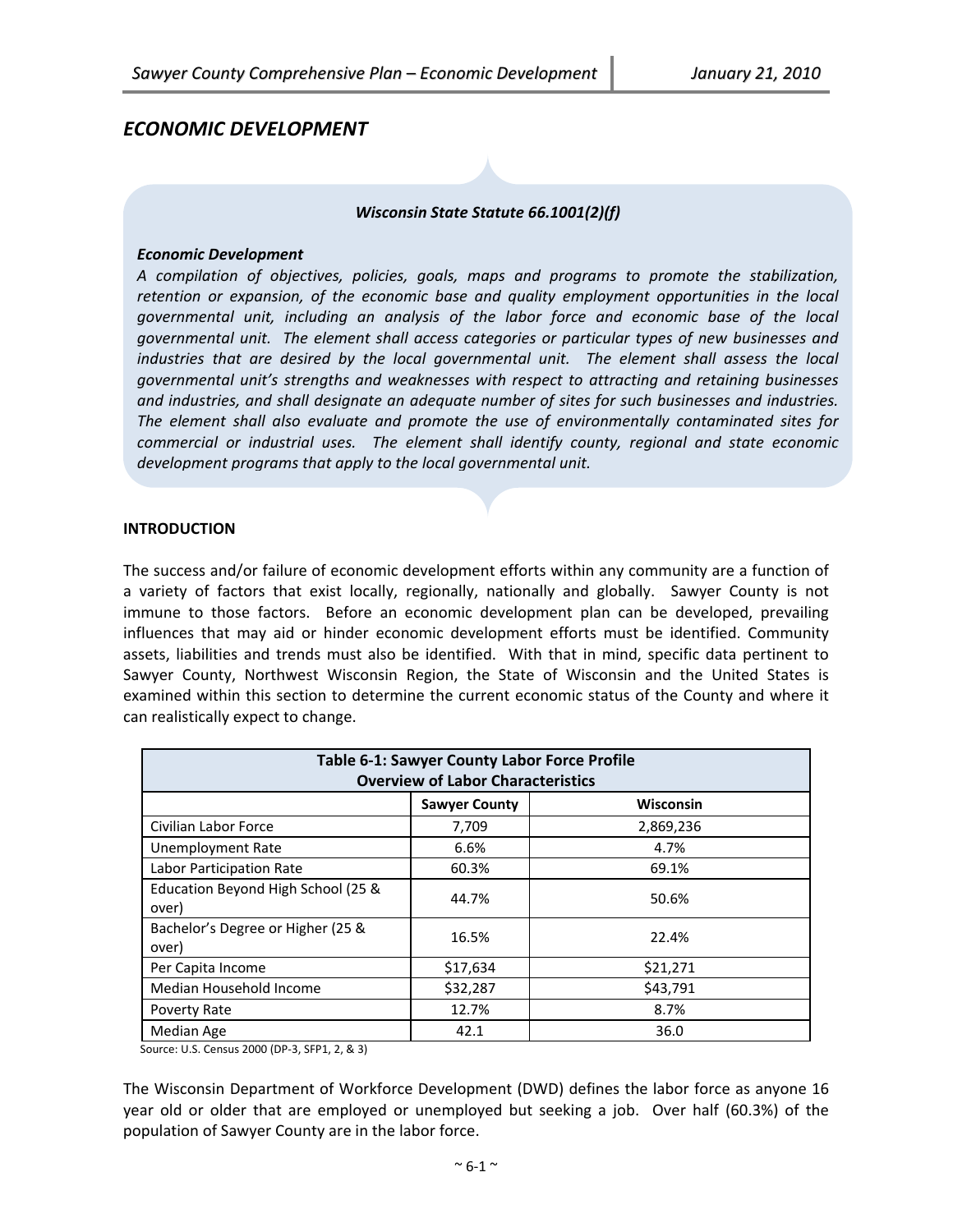# *ECONOMIC DEVELOPMENT*

***Wisconsin State Statute 66.1001(2)(f)***

***Economic Development***

*A compilation of objectives, policies, goals, maps and programs to promote the stabilization, retention or expansion, of the economic base and quality employment opportunities in the local governmental unit, including an analysis of the labor force and economic base of the local governmental unit. The element shall access categories or particular types of new businesses and industries that are desired by the local governmental unit. The element shall assess the local governmental unit's strengths and weaknesses with respect to attracting and retaining businesses and industries, and shall designate an adequate number of sites for such businesses and industries. The element shall also evaluate and promote the use of environmentally contaminated sites for commercial or industrial uses. The element shall identify county, regional and state economic development programs that apply to the local governmental unit.*

**INTRODUCTION**

The success and/or failure of economic development efforts within any community are a function of a variety of factors that exist locally, regionally, nationally and globally. Sawyer County is not immune to those factors. Before an economic development plan can be developed, prevailing influences that may aid or hinder economic development efforts must be identified. Community assets, liabilities and trends must also be identified. With that in mind, specific data pertinent to Sawyer County, Northwest Wisconsin Region, the State of Wisconsin and the United States is examined within this section to determine the current economic status of the County and where it can realistically expect to change.

**Table 6-1: Sawyer County Labor Force Profile**
**Overview of Labor Characteristics**

| | Sawyer County | Wisconsin |
|---|---|---|
| Civilian Labor Force | 7,709 | 2,869,236 |
| Unemployment Rate | 6.6% | 4.7% |
| Labor Participation Rate | 60.3% | 69.1% |
| Education Beyond High School (25 & over) | 44.7% | 50.6% |
| Bachelor's Degree or Higher (25 & over) | 16.5% | 22.4% |
| Per Capita Income | $17,634 | $21,271 |
| Median Household Income | $32,287 | $43,791 |
| Poverty Rate | 12.7% | 8.7% |
| Median Age | 42.1 | 36.0 |

Source: U.S. Census 2000 (DP-3, SFP1, 2, & 3)

The Wisconsin Department of Workforce Development (DWD) defines the labor force as anyone 16 year old or older that are employed or unemployed but seeking a job. Over half (60.3%) of the population of Sawyer County are in the labor force.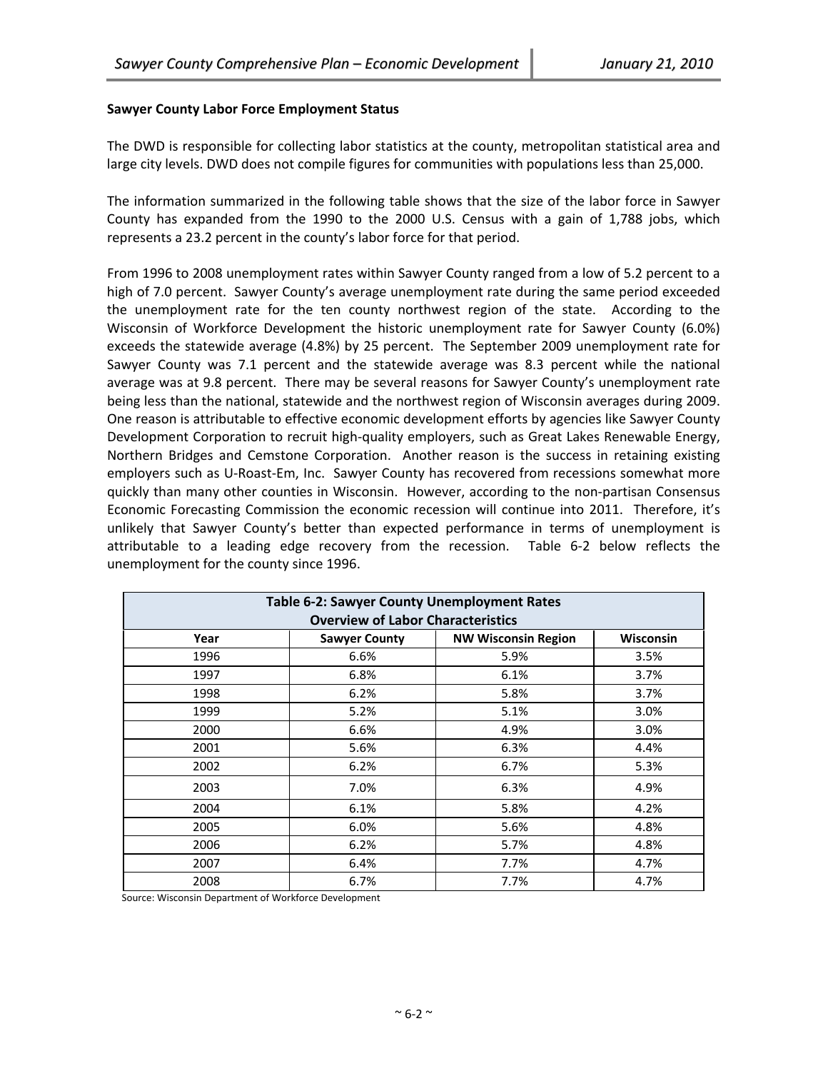**Sawyer County Labor Force Employment Status**

The DWD is responsible for collecting labor statistics at the county, metropolitan statistical area and large city levels. DWD does not compile figures for communities with populations less than 25,000.

The information summarized in the following table shows that the size of the labor force in Sawyer County has expanded from the 1990 to the 2000 U.S. Census with a gain of 1,788 jobs, which represents a 23.2 percent in the county's labor force for that period.

From 1996 to 2008 unemployment rates within Sawyer County ranged from a low of 5.2 percent to a high of 7.0 percent. Sawyer County's average unemployment rate during the same period exceeded the unemployment rate for the ten county northwest region of the state. According to the Wisconsin of Workforce Development the historic unemployment rate for Sawyer County (6.0%) exceeds the statewide average (4.8%) by 25 percent. The September 2009 unemployment rate for Sawyer County was 7.1 percent and the statewide average was 8.3 percent while the national average was at 9.8 percent. There may be several reasons for Sawyer County's unemployment rate being less than the national, statewide and the northwest region of Wisconsin averages during 2009. One reason is attributable to effective economic development efforts by agencies like Sawyer County Development Corporation to recruit high-quality employers, such as Great Lakes Renewable Energy, Northern Bridges and Cemstone Corporation. Another reason is the success in retaining existing employers such as U-Roast-Em, Inc. Sawyer County has recovered from recessions somewhat more quickly than many other counties in Wisconsin. However, according to the non-partisan Consensus Economic Forecasting Commission the economic recession will continue into 2011. Therefore, it's unlikely that Sawyer County's better than expected performance in terms of unemployment is attributable to a leading edge recovery from the recession. Table 6-2 below reflects the unemployment for the county since 1996.

**Table 6-2: Sawyer County Unemployment Rates**
**Overview of Labor Characteristics**

| Year | Sawyer County | NW Wisconsin Region | Wisconsin |
|---|---|---|---|
| 1996 | 6.6% | 5.9% | 3.5% |
| 1997 | 6.8% | 6.1% | 3.7% |
| 1998 | 6.2% | 5.8% | 3.7% |
| 1999 | 5.2% | 5.1% | 3.0% |
| 2000 | 6.6% | 4.9% | 3.0% |
| 2001 | 5.6% | 6.3% | 4.4% |
| 2002 | 6.2% | 6.7% | 5.3% |
| 2003 | 7.0% | 6.3% | 4.9% |
| 2004 | 6.1% | 5.8% | 4.2% |
| 2005 | 6.0% | 5.6% | 4.8% |
| 2006 | 6.2% | 5.7% | 4.8% |
| 2007 | 6.4% | 7.7% | 4.7% |
| 2008 | 6.7% | 7.7% | 4.7% |

Source: Wisconsin Department of Workforce Development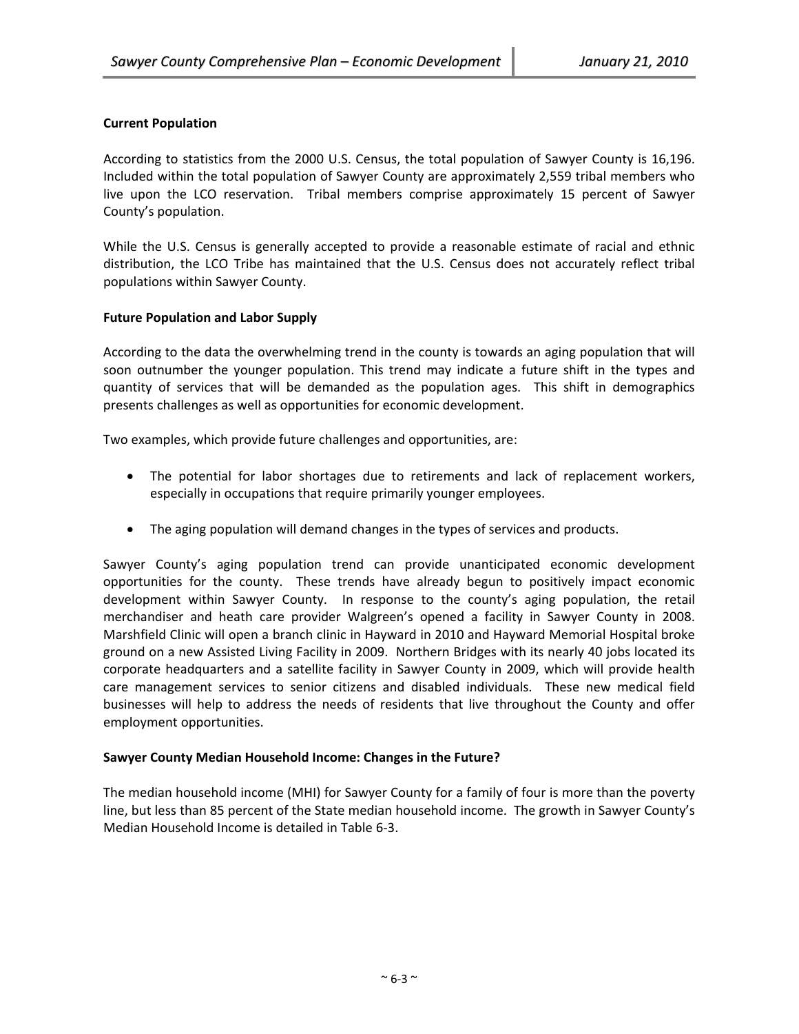**Current Population**

According to statistics from the 2000 U.S. Census, the total population of Sawyer County is 16,196. Included within the total population of Sawyer County are approximately 2,559 tribal members who live upon the LCO reservation. Tribal members comprise approximately 15 percent of Sawyer County's population.

While the U.S. Census is generally accepted to provide a reasonable estimate of racial and ethnic distribution, the LCO Tribe has maintained that the U.S. Census does not accurately reflect tribal populations within Sawyer County.

**Future Population and Labor Supply**

According to the data the overwhelming trend in the county is towards an aging population that will soon outnumber the younger population. This trend may indicate a future shift in the types and quantity of services that will be demanded as the population ages. This shift in demographics presents challenges as well as opportunities for economic development.

Two examples, which provide future challenges and opportunities, are:

- The potential for labor shortages due to retirements and lack of replacement workers, especially in occupations that require primarily younger employees.
- The aging population will demand changes in the types of services and products.

Sawyer County's aging population trend can provide unanticipated economic development opportunities for the county. These trends have already begun to positively impact economic development within Sawyer County. In response to the county's aging population, the retail merchandiser and heath care provider Walgreen's opened a facility in Sawyer County in 2008. Marshfield Clinic will open a branch clinic in Hayward in 2010 and Hayward Memorial Hospital broke ground on a new Assisted Living Facility in 2009. Northern Bridges with its nearly 40 jobs located its corporate headquarters and a satellite facility in Sawyer County in 2009, which will provide health care management services to senior citizens and disabled individuals. These new medical field businesses will help to address the needs of residents that live throughout the County and offer employment opportunities.

**Sawyer County Median Household Income: Changes in the Future?**

The median household income (MHI) for Sawyer County for a family of four is more than the poverty line, but less than 85 percent of the State median household income. The growth in Sawyer County's Median Household Income is detailed in Table 6-3.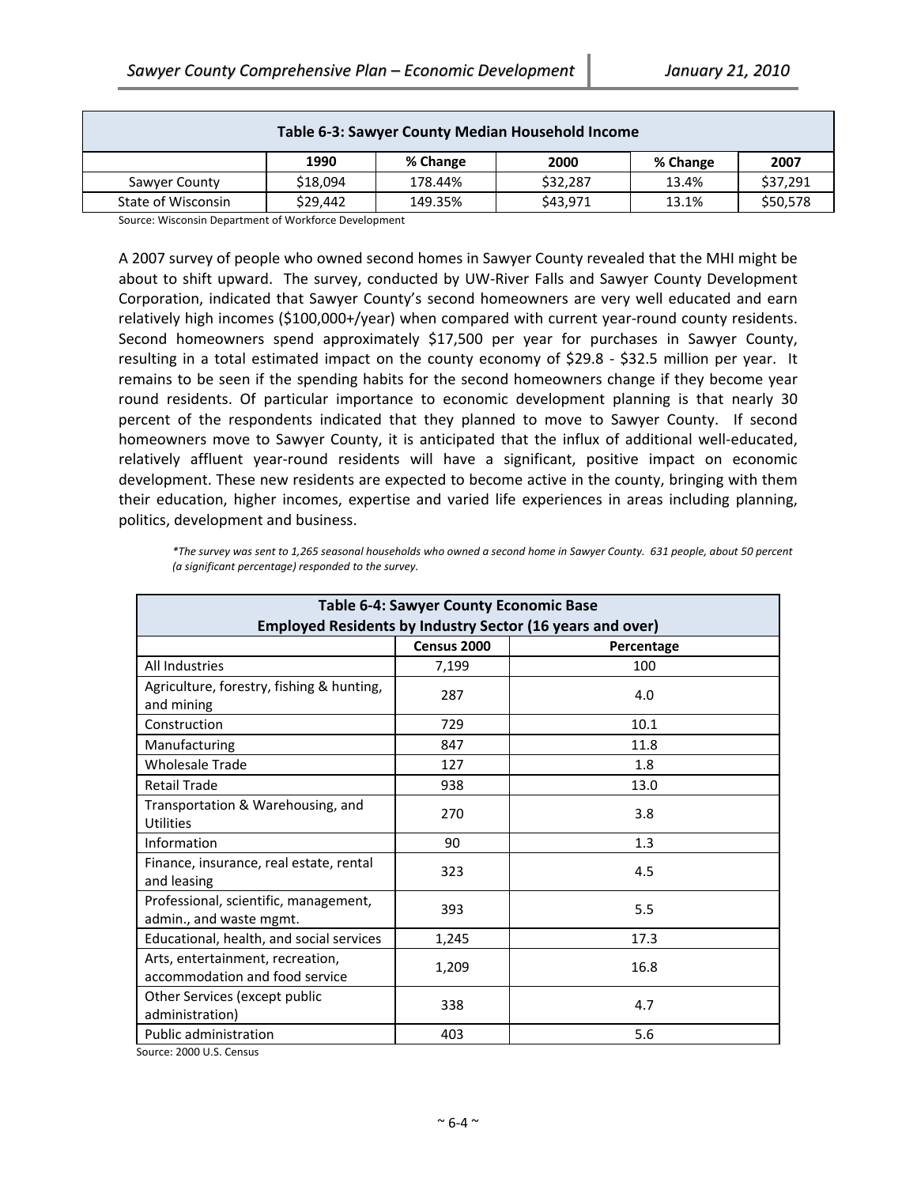| Table 6-3: Sawyer County Median Household Income | | | | | |
|---|---|---|---|---|---|
| | 1990 | % Change | 2000 | % Change | 2007 |
| Sawyer County | $18,094 | 178.44% | $32,287 | 13.4% | $37,291 |
| State of Wisconsin | $29,442 | 149.35% | $43,971 | 13.1% | $50,578 |

Source: Wisconsin Department of Workforce Development

A 2007 survey of people who owned second homes in Sawyer County revealed that the MHI might be about to shift upward. The survey, conducted by UW-River Falls and Sawyer County Development Corporation, indicated that Sawyer County's second homeowners are very well educated and earn relatively high incomes ($100,000+/year) when compared with current year-round county residents. Second homeowners spend approximately $17,500 per year for purchases in Sawyer County, resulting in a total estimated impact on the county economy of $29.8 - $32.5 million per year. It remains to be seen if the spending habits for the second homeowners change if they become year round residents. Of particular importance to economic development planning is that nearly 30 percent of the respondents indicated that they planned to move to Sawyer County. If second homeowners move to Sawyer County, it is anticipated that the influx of additional well-educated, relatively affluent year-round residents will have a significant, positive impact on economic development. These new residents are expected to become active in the county, bringing with them their education, higher incomes, expertise and varied life experiences in areas including planning, politics, development and business.

*\*The survey was sent to 1,265 seasonal households who owned a second home in Sawyer County. 631 people, about 50 percent (a significant percentage) responded to the survey.*

| Table 6-4: Sawyer County Economic Base Employed Residents by Industry Sector (16 years and over) | | |
|---|---|---|
| | Census 2000 | Percentage |
| All Industries | 7,199 | 100 |
| Agriculture, forestry, fishing & hunting, and mining | 287 | 4.0 |
| Construction | 729 | 10.1 |
| Manufacturing | 847 | 11.8 |
| Wholesale Trade | 127 | 1.8 |
| Retail Trade | 938 | 13.0 |
| Transportation & Warehousing, and Utilities | 270 | 3.8 |
| Information | 90 | 1.3 |
| Finance, insurance, real estate, rental and leasing | 323 | 4.5 |
| Professional, scientific, management, admin., and waste mgmt. | 393 | 5.5 |
| Educational, health, and social services | 1,245 | 17.3 |
| Arts, entertainment, recreation, accommodation and food service | 1,209 | 16.8 |
| Other Services (except public administration) | 338 | 4.7 |
| Public administration | 403 | 5.6 |

Source: 2000 U.S. Census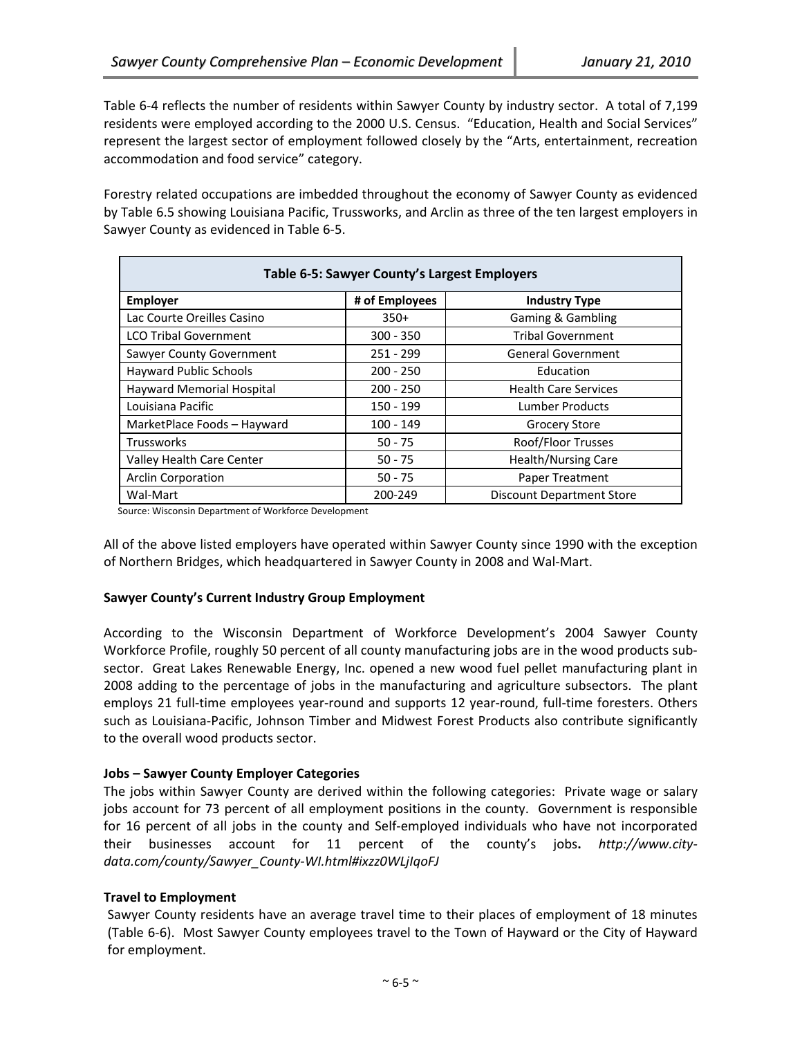Table 6-4 reflects the number of residents within Sawyer County by industry sector. A total of 7,199 residents were employed according to the 2000 U.S. Census. "Education, Health and Social Services" represent the largest sector of employment followed closely by the "Arts, entertainment, recreation accommodation and food service" category.

Forestry related occupations are imbedded throughout the economy of Sawyer County as evidenced by Table 6.5 showing Louisiana Pacific, Trussworks, and Arclin as three of the ten largest employers in Sawyer County as evidenced in Table 6-5.

**Table 6-5: Sawyer County's Largest Employers**

| Employer | # of Employees | Industry Type |
|---|---|---|
| Lac Courte Oreilles Casino | 350+ | Gaming & Gambling |
| LCO Tribal Government | 300 - 350 | Tribal Government |
| Sawyer County Government | 251 - 299 | General Government |
| Hayward Public Schools | 200 - 250 | Education |
| Hayward Memorial Hospital | 200 - 250 | Health Care Services |
| Louisiana Pacific | 150 - 199 | Lumber Products |
| MarketPlace Foods – Hayward | 100 - 149 | Grocery Store |
| Trussworks | 50 - 75 | Roof/Floor Trusses |
| Valley Health Care Center | 50 - 75 | Health/Nursing Care |
| Arclin Corporation | 50 - 75 | Paper Treatment |
| Wal-Mart | 200-249 | Discount Department Store |

Source: Wisconsin Department of Workforce Development

All of the above listed employers have operated within Sawyer County since 1990 with the exception of Northern Bridges, which headquartered in Sawyer County in 2008 and Wal-Mart.

**Sawyer County's Current Industry Group Employment**

According to the Wisconsin Department of Workforce Development's 2004 Sawyer County Workforce Profile, roughly 50 percent of all county manufacturing jobs are in the wood products sub-sector. Great Lakes Renewable Energy, Inc. opened a new wood fuel pellet manufacturing plant in 2008 adding to the percentage of jobs in the manufacturing and agriculture subsectors. The plant employs 21 full-time employees year-round and supports 12 year-round, full-time foresters. Others such as Louisiana-Pacific, Johnson Timber and Midwest Forest Products also contribute significantly to the overall wood products sector.

**Jobs – Sawyer County Employer Categories**

The jobs within Sawyer County are derived within the following categories: Private wage or salary jobs account for 73 percent of all employment positions in the county. Government is responsible for 16 percent of all jobs in the county and Self-employed individuals who have not incorporated their businesses account for 11 percent of the county's jobs**.** *http://www.city-data.com/county/Sawyer_County-WI.html#ixzz0WLjIqoFJ*

**Travel to Employment**

Sawyer County residents have an average travel time to their places of employment of 18 minutes (Table 6-6). Most Sawyer County employees travel to the Town of Hayward or the City of Hayward for employment.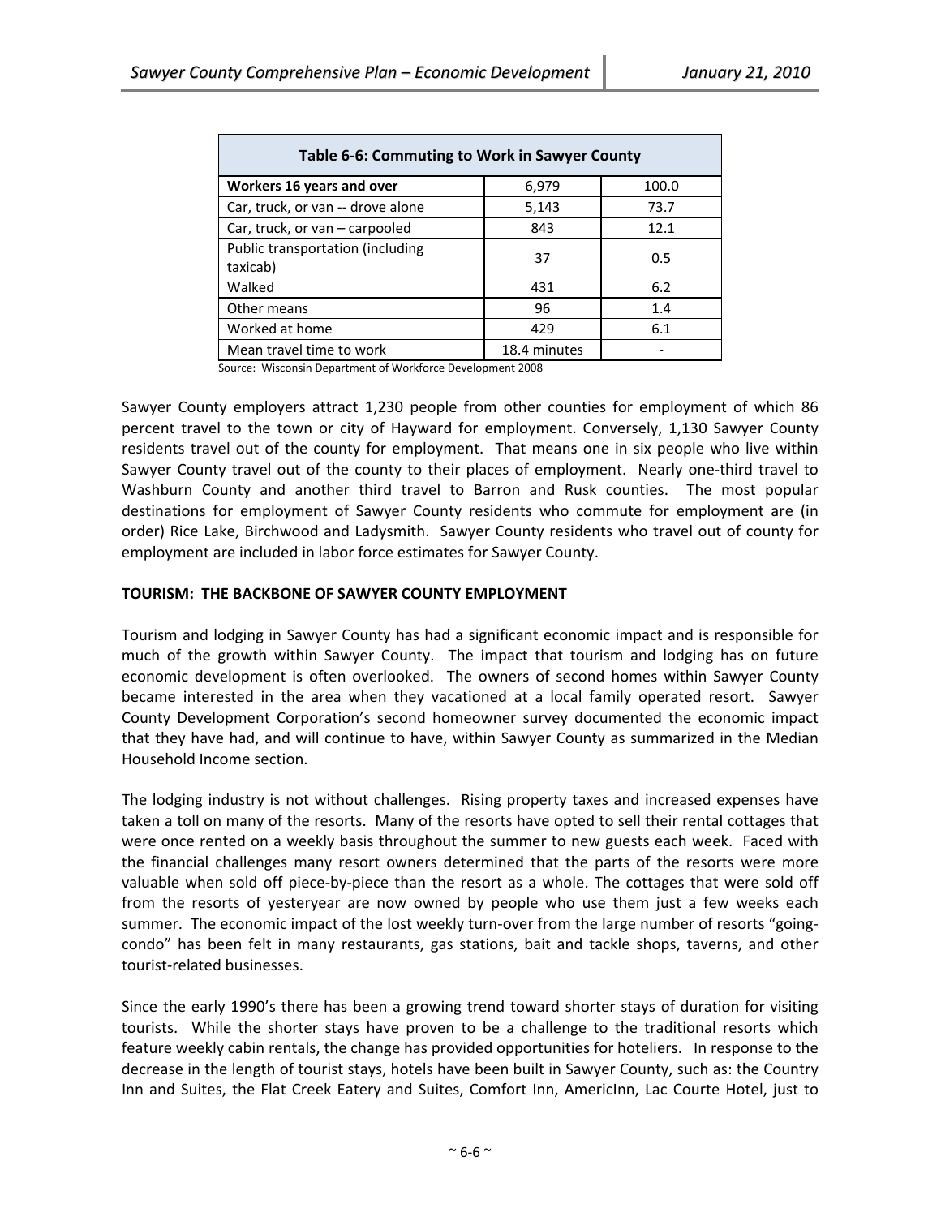| Table 6-6: Commuting to Work in Sawyer County | | |
|---|---|---|
| **Workers 16 years and over** | 6,979 | 100.0 |
| Car, truck, or van -- drove alone | 5,143 | 73.7 |
| Car, truck, or van – carpooled | 843 | 12.1 |
| Public transportation (including taxicab) | 37 | 0.5 |
| Walked | 431 | 6.2 |
| Other means | 96 | 1.4 |
| Worked at home | 429 | 6.1 |
| Mean travel time to work | 18.4 minutes | - |

Source: Wisconsin Department of Workforce Development 2008

Sawyer County employers attract 1,230 people from other counties for employment of which 86 percent travel to the town or city of Hayward for employment. Conversely, 1,130 Sawyer County residents travel out of the county for employment. That means one in six people who live within Sawyer County travel out of the county to their places of employment. Nearly one-third travel to Washburn County and another third travel to Barron and Rusk counties. The most popular destinations for employment of Sawyer County residents who commute for employment are (in order) Rice Lake, Birchwood and Ladysmith. Sawyer County residents who travel out of county for employment are included in labor force estimates for Sawyer County.

## TOURISM: THE BACKBONE OF SAWYER COUNTY EMPLOYMENT

Tourism and lodging in Sawyer County has had a significant economic impact and is responsible for much of the growth within Sawyer County. The impact that tourism and lodging has on future economic development is often overlooked. The owners of second homes within Sawyer County became interested in the area when they vacationed at a local family operated resort. Sawyer County Development Corporation's second homeowner survey documented the economic impact that they have had, and will continue to have, within Sawyer County as summarized in the Median Household Income section.

The lodging industry is not without challenges. Rising property taxes and increased expenses have taken a toll on many of the resorts. Many of the resorts have opted to sell their rental cottages that were once rented on a weekly basis throughout the summer to new guests each week. Faced with the financial challenges many resort owners determined that the parts of the resorts were more valuable when sold off piece-by-piece than the resort as a whole. The cottages that were sold off from the resorts of yesteryear are now owned by people who use them just a few weeks each summer. The economic impact of the lost weekly turn-over from the large number of resorts "going-condo" has been felt in many restaurants, gas stations, bait and tackle shops, taverns, and other tourist-related businesses.

Since the early 1990's there has been a growing trend toward shorter stays of duration for visiting tourists. While the shorter stays have proven to be a challenge to the traditional resorts which feature weekly cabin rentals, the change has provided opportunities for hoteliers. In response to the decrease in the length of tourist stays, hotels have been built in Sawyer County, such as: the Country Inn and Suites, the Flat Creek Eatery and Suites, Comfort Inn, AmericInn, Lac Courte Hotel, just to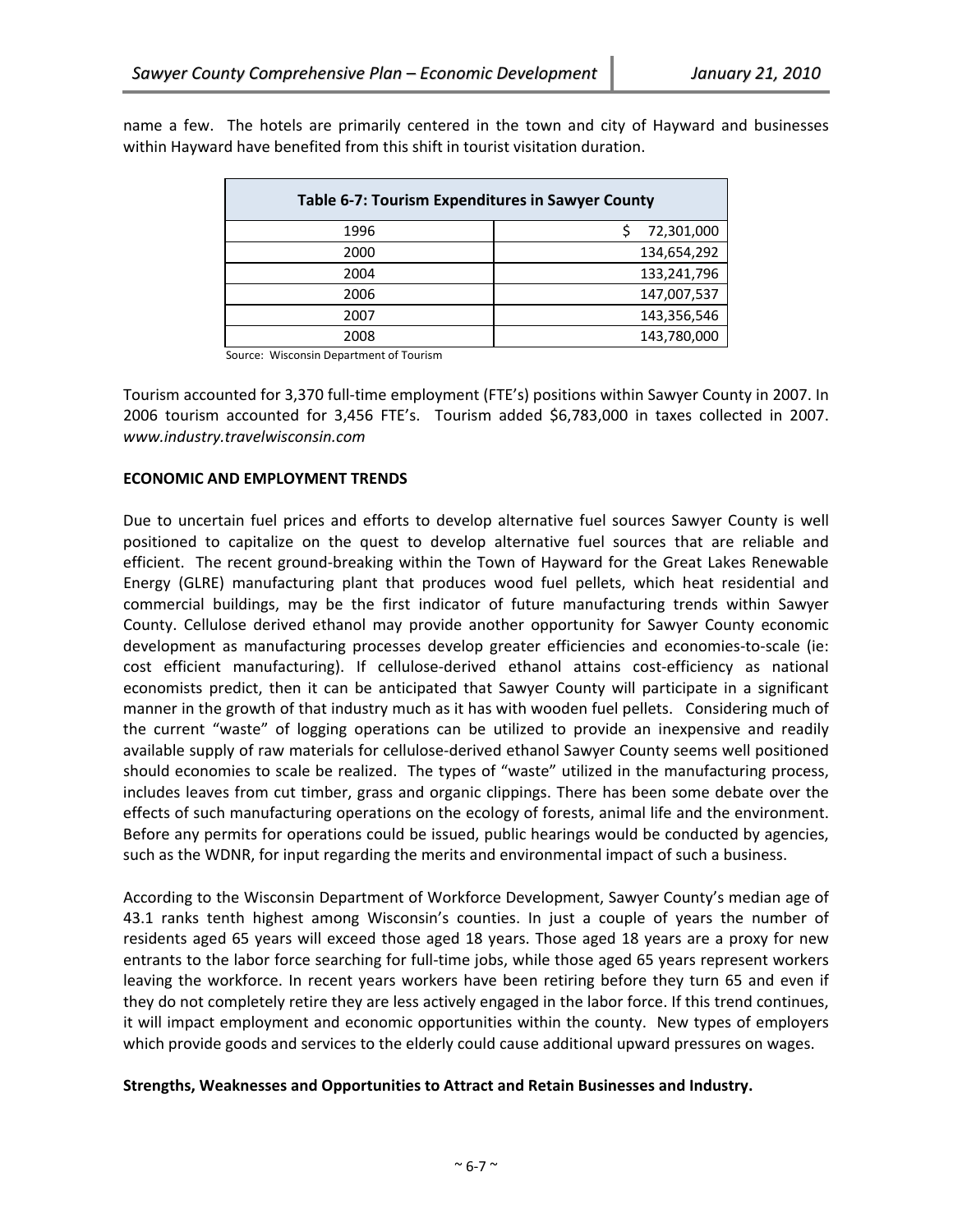name a few. The hotels are primarily centered in the town and city of Hayward and businesses within Hayward have benefited from this shift in tourist visitation duration.

| Table 6-7: Tourism Expenditures in Sawyer County | |
|---|---|
| 1996 | $ 72,301,000 |
| 2000 | 134,654,292 |
| 2004 | 133,241,796 |
| 2006 | 147,007,537 |
| 2007 | 143,356,546 |
| 2008 | 143,780,000 |

Source: Wisconsin Department of Tourism

Tourism accounted for 3,370 full-time employment (FTE's) positions within Sawyer County in 2007. In 2006 tourism accounted for 3,456 FTE's. Tourism added $6,783,000 in taxes collected in 2007. *www.industry.travelwisconsin.com*

**ECONOMIC AND EMPLOYMENT TRENDS**

Due to uncertain fuel prices and efforts to develop alternative fuel sources Sawyer County is well positioned to capitalize on the quest to develop alternative fuel sources that are reliable and efficient. The recent ground-breaking within the Town of Hayward for the Great Lakes Renewable Energy (GLRE) manufacturing plant that produces wood fuel pellets, which heat residential and commercial buildings, may be the first indicator of future manufacturing trends within Sawyer County. Cellulose derived ethanol may provide another opportunity for Sawyer County economic development as manufacturing processes develop greater efficiencies and economies-to-scale (ie: cost efficient manufacturing). If cellulose-derived ethanol attains cost-efficiency as national economists predict, then it can be anticipated that Sawyer County will participate in a significant manner in the growth of that industry much as it has with wooden fuel pellets. Considering much of the current "waste" of logging operations can be utilized to provide an inexpensive and readily available supply of raw materials for cellulose-derived ethanol Sawyer County seems well positioned should economies to scale be realized. The types of "waste" utilized in the manufacturing process, includes leaves from cut timber, grass and organic clippings. There has been some debate over the effects of such manufacturing operations on the ecology of forests, animal life and the environment. Before any permits for operations could be issued, public hearings would be conducted by agencies, such as the WDNR, for input regarding the merits and environmental impact of such a business.

According to the Wisconsin Department of Workforce Development, Sawyer County's median age of 43.1 ranks tenth highest among Wisconsin's counties. In just a couple of years the number of residents aged 65 years will exceed those aged 18 years. Those aged 18 years are a proxy for new entrants to the labor force searching for full-time jobs, while those aged 65 years represent workers leaving the workforce. In recent years workers have been retiring before they turn 65 and even if they do not completely retire they are less actively engaged in the labor force. If this trend continues, it will impact employment and economic opportunities within the county. New types of employers which provide goods and services to the elderly could cause additional upward pressures on wages.

**Strengths, Weaknesses and Opportunities to Attract and Retain Businesses and Industry.**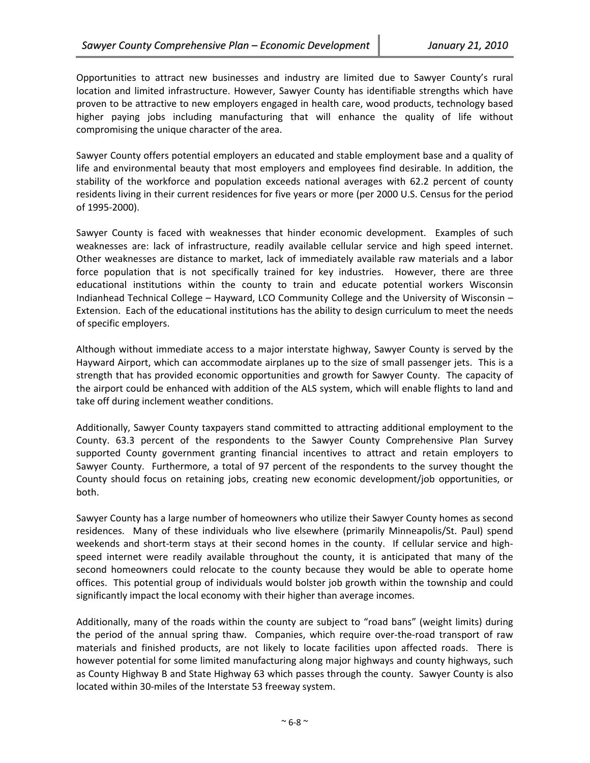Opportunities to attract new businesses and industry are limited due to Sawyer County's rural location and limited infrastructure. However, Sawyer County has identifiable strengths which have proven to be attractive to new employers engaged in health care, wood products, technology based higher paying jobs including manufacturing that will enhance the quality of life without compromising the unique character of the area.

Sawyer County offers potential employers an educated and stable employment base and a quality of life and environmental beauty that most employers and employees find desirable. In addition, the stability of the workforce and population exceeds national averages with 62.2 percent of county residents living in their current residences for five years or more (per 2000 U.S. Census for the period of 1995-2000).

Sawyer County is faced with weaknesses that hinder economic development. Examples of such weaknesses are: lack of infrastructure, readily available cellular service and high speed internet. Other weaknesses are distance to market, lack of immediately available raw materials and a labor force population that is not specifically trained for key industries. However, there are three educational institutions within the county to train and educate potential workers Wisconsin Indianhead Technical College – Hayward, LCO Community College and the University of Wisconsin – Extension. Each of the educational institutions has the ability to design curriculum to meet the needs of specific employers.

Although without immediate access to a major interstate highway, Sawyer County is served by the Hayward Airport, which can accommodate airplanes up to the size of small passenger jets. This is a strength that has provided economic opportunities and growth for Sawyer County. The capacity of the airport could be enhanced with addition of the ALS system, which will enable flights to land and take off during inclement weather conditions.

Additionally, Sawyer County taxpayers stand committed to attracting additional employment to the County. 63.3 percent of the respondents to the Sawyer County Comprehensive Plan Survey supported County government granting financial incentives to attract and retain employers to Sawyer County. Furthermore, a total of 97 percent of the respondents to the survey thought the County should focus on retaining jobs, creating new economic development/job opportunities, or both.

Sawyer County has a large number of homeowners who utilize their Sawyer County homes as second residences. Many of these individuals who live elsewhere (primarily Minneapolis/St. Paul) spend weekends and short-term stays at their second homes in the county. If cellular service and high-speed internet were readily available throughout the county, it is anticipated that many of the second homeowners could relocate to the county because they would be able to operate home offices. This potential group of individuals would bolster job growth within the township and could significantly impact the local economy with their higher than average incomes.

Additionally, many of the roads within the county are subject to "road bans" (weight limits) during the period of the annual spring thaw. Companies, which require over-the-road transport of raw materials and finished products, are not likely to locate facilities upon affected roads. There is however potential for some limited manufacturing along major highways and county highways, such as County Highway B and State Highway 63 which passes through the county. Sawyer County is also located within 30-miles of the Interstate 53 freeway system.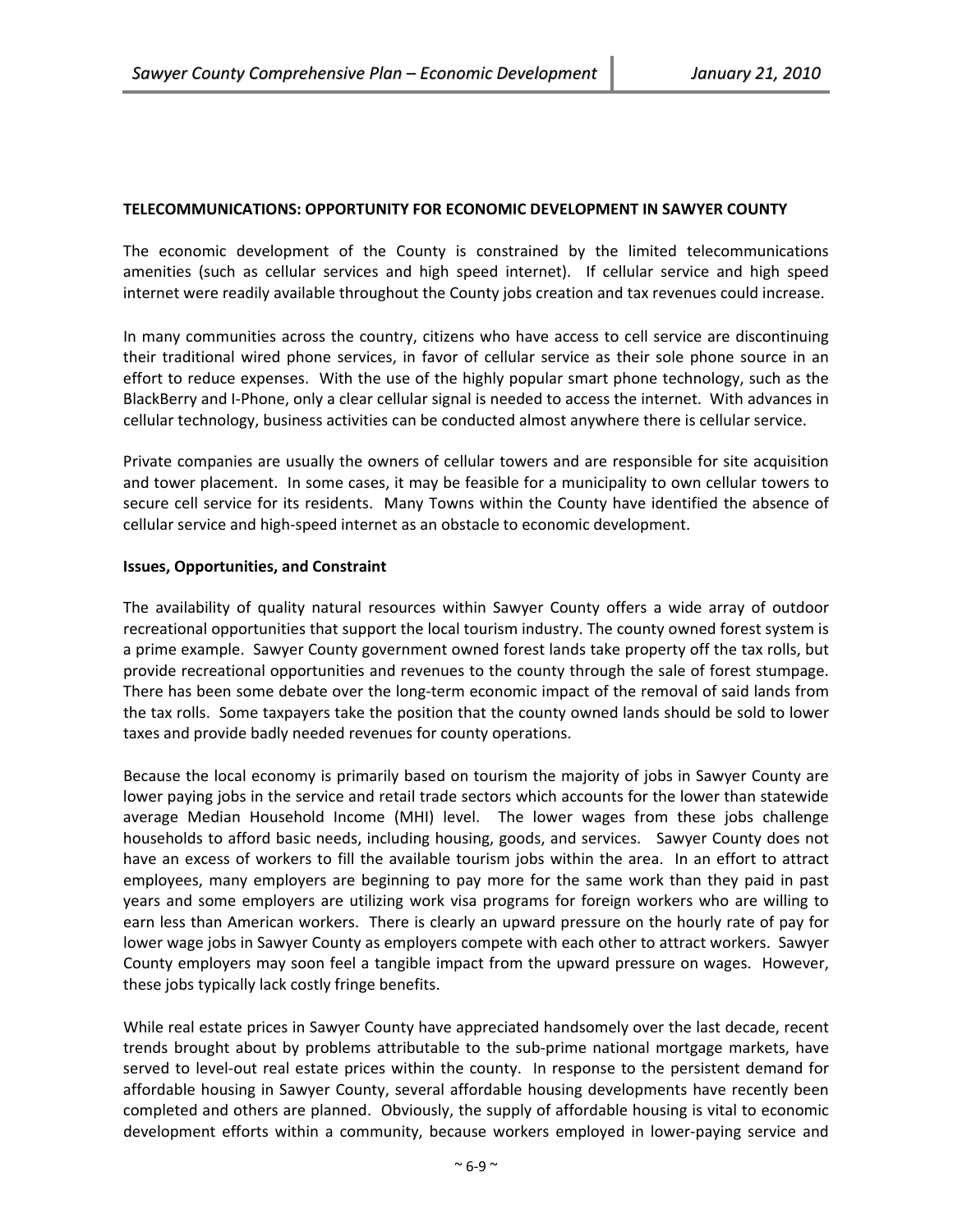**TELECOMMUNICATIONS: OPPORTUNITY FOR ECONOMIC DEVELOPMENT IN SAWYER COUNTY**

The economic development of the County is constrained by the limited telecommunications amenities (such as cellular services and high speed internet). If cellular service and high speed internet were readily available throughout the County jobs creation and tax revenues could increase.

In many communities across the country, citizens who have access to cell service are discontinuing their traditional wired phone services, in favor of cellular service as their sole phone source in an effort to reduce expenses. With the use of the highly popular smart phone technology, such as the BlackBerry and I-Phone, only a clear cellular signal is needed to access the internet. With advances in cellular technology, business activities can be conducted almost anywhere there is cellular service.

Private companies are usually the owners of cellular towers and are responsible for site acquisition and tower placement. In some cases, it may be feasible for a municipality to own cellular towers to secure cell service for its residents. Many Towns within the County have identified the absence of cellular service and high-speed internet as an obstacle to economic development.

**Issues, Opportunities, and Constraint**

The availability of quality natural resources within Sawyer County offers a wide array of outdoor recreational opportunities that support the local tourism industry. The county owned forest system is a prime example. Sawyer County government owned forest lands take property off the tax rolls, but provide recreational opportunities and revenues to the county through the sale of forest stumpage. There has been some debate over the long-term economic impact of the removal of said lands from the tax rolls. Some taxpayers take the position that the county owned lands should be sold to lower taxes and provide badly needed revenues for county operations.

Because the local economy is primarily based on tourism the majority of jobs in Sawyer County are lower paying jobs in the service and retail trade sectors which accounts for the lower than statewide average Median Household Income (MHI) level. The lower wages from these jobs challenge households to afford basic needs, including housing, goods, and services. Sawyer County does not have an excess of workers to fill the available tourism jobs within the area. In an effort to attract employees, many employers are beginning to pay more for the same work than they paid in past years and some employers are utilizing work visa programs for foreign workers who are willing to earn less than American workers. There is clearly an upward pressure on the hourly rate of pay for lower wage jobs in Sawyer County as employers compete with each other to attract workers. Sawyer County employers may soon feel a tangible impact from the upward pressure on wages. However, these jobs typically lack costly fringe benefits.

While real estate prices in Sawyer County have appreciated handsomely over the last decade, recent trends brought about by problems attributable to the sub-prime national mortgage markets, have served to level-out real estate prices within the county. In response to the persistent demand for affordable housing in Sawyer County, several affordable housing developments have recently been completed and others are planned. Obviously, the supply of affordable housing is vital to economic development efforts within a community, because workers employed in lower-paying service and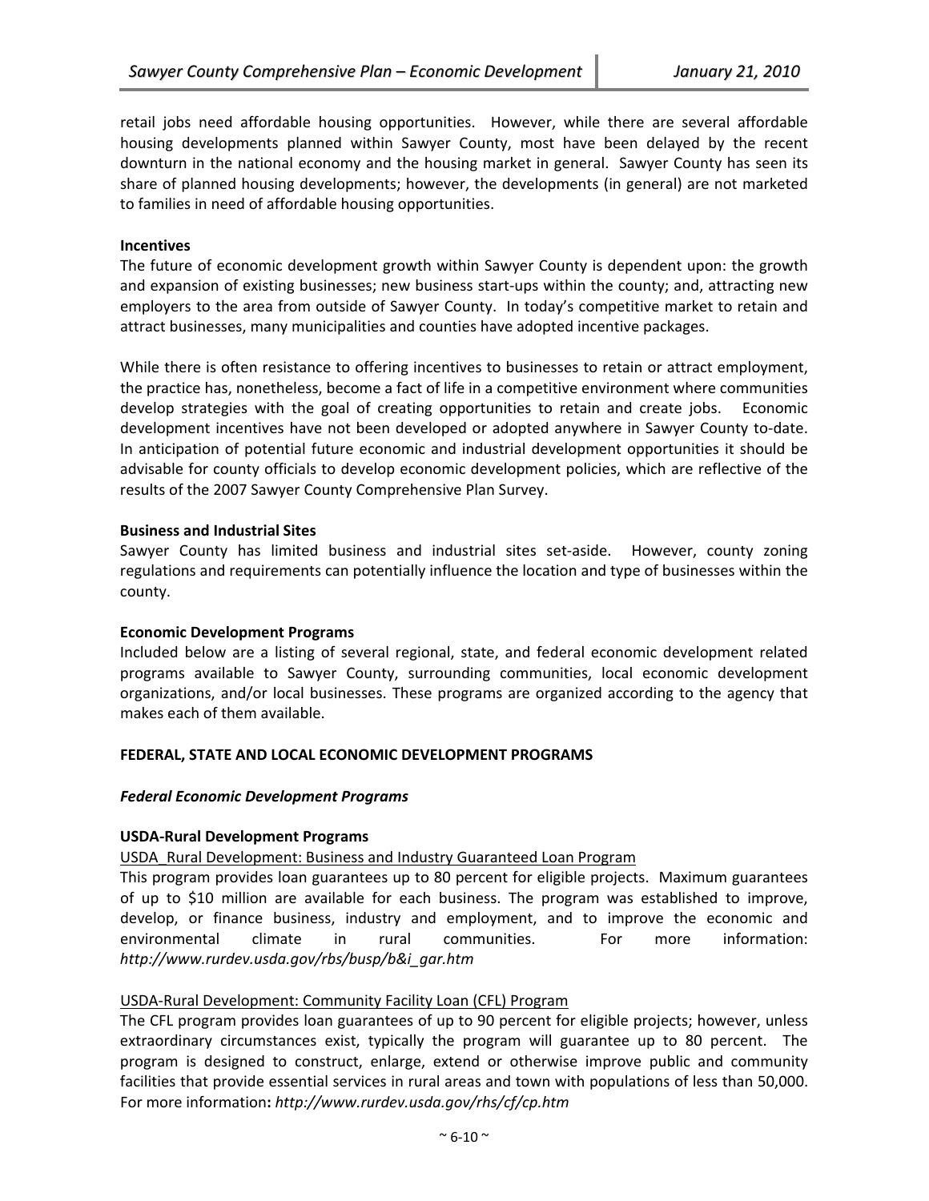retail jobs need affordable housing opportunities. However, while there are several affordable housing developments planned within Sawyer County, most have been delayed by the recent downturn in the national economy and the housing market in general. Sawyer County has seen its share of planned housing developments; however, the developments (in general) are not marketed to families in need of affordable housing opportunities.

**Incentives**

The future of economic development growth within Sawyer County is dependent upon: the growth and expansion of existing businesses; new business start-ups within the county; and, attracting new employers to the area from outside of Sawyer County. In today's competitive market to retain and attract businesses, many municipalities and counties have adopted incentive packages.

While there is often resistance to offering incentives to businesses to retain or attract employment, the practice has, nonetheless, become a fact of life in a competitive environment where communities develop strategies with the goal of creating opportunities to retain and create jobs. Economic development incentives have not been developed or adopted anywhere in Sawyer County to-date. In anticipation of potential future economic and industrial development opportunities it should be advisable for county officials to develop economic development policies, which are reflective of the results of the 2007 Sawyer County Comprehensive Plan Survey.

**Business and Industrial Sites**

Sawyer County has limited business and industrial sites set-aside. However, county zoning regulations and requirements can potentially influence the location and type of businesses within the county.

**Economic Development Programs**

Included below are a listing of several regional, state, and federal economic development related programs available to Sawyer County, surrounding communities, local economic development organizations, and/or local businesses. These programs are organized according to the agency that makes each of them available.

## FEDERAL, STATE AND LOCAL ECONOMIC DEVELOPMENT PROGRAMS

### *Federal Economic Development Programs*

**USDA-Rural Development Programs**

USDA_Rural Development: Business and Industry Guaranteed Loan Program

This program provides loan guarantees up to 80 percent for eligible projects. Maximum guarantees of up to $10 million are available for each business. The program was established to improve, develop, or finance business, industry and employment, and to improve the economic and environmental climate in rural communities. For more information: *http://www.rurdev.usda.gov/rbs/busp/b&i_gar.htm*

USDA-Rural Development: Community Facility Loan (CFL) Program

The CFL program provides loan guarantees of up to 90 percent for eligible projects; however, unless extraordinary circumstances exist, typically the program will guarantee up to 80 percent. The program is designed to construct, enlarge, extend or otherwise improve public and community facilities that provide essential services in rural areas and town with populations of less than 50,000. For more information**:** ***http://www.rurdev.usda.gov/rhs/cf/cp.htm***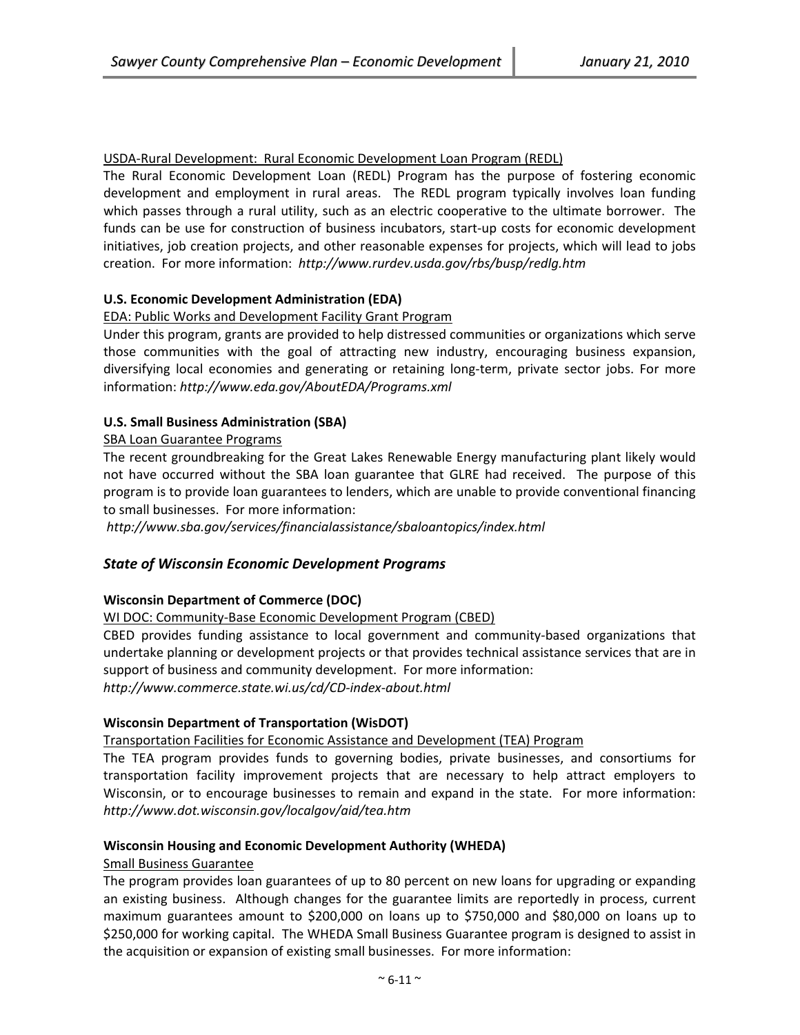USDA-Rural Development: Rural Economic Development Loan Program (REDL)

The Rural Economic Development Loan (REDL) Program has the purpose of fostering economic development and employment in rural areas. The REDL program typically involves loan funding which passes through a rural utility, such as an electric cooperative to the ultimate borrower. The funds can be use for construction of business incubators, start-up costs for economic development initiatives, job creation projects, and other reasonable expenses for projects, which will lead to jobs creation. For more information: *http://www.rurdev.usda.gov/rbs/busp/redlg.htm*

**U.S. Economic Development Administration (EDA)**

EDA: Public Works and Development Facility Grant Program

Under this program, grants are provided to help distressed communities or organizations which serve those communities with the goal of attracting new industry, encouraging business expansion, diversifying local economies and generating or retaining long-term, private sector jobs. For more information: *http://www.eda.gov/AboutEDA/Programs.xml*

**U.S. Small Business Administration (SBA)**

SBA Loan Guarantee Programs

The recent groundbreaking for the Great Lakes Renewable Energy manufacturing plant likely would not have occurred without the SBA loan guarantee that GLRE had received. The purpose of this program is to provide loan guarantees to lenders, which are unable to provide conventional financing to small businesses. For more information:
*http://www.sba.gov/services/financialassistance/sbaloantopics/index.html*

### *State of Wisconsin Economic Development Programs*

**Wisconsin Department of Commerce (DOC)**

WI DOC: Community-Base Economic Development Program (CBED)

CBED provides funding assistance to local government and community-based organizations that undertake planning or development projects or that provides technical assistance services that are in support of business and community development. For more information:
*http://www.commerce.state.wi.us/cd/CD-index-about.html*

**Wisconsin Department of Transportation (WisDOT)**

Transportation Facilities for Economic Assistance and Development (TEA) Program

The TEA program provides funds to governing bodies, private businesses, and consortiums for transportation facility improvement projects that are necessary to help attract employers to Wisconsin, or to encourage businesses to remain and expand in the state. For more information: *http://www.dot.wisconsin.gov/localgov/aid/tea.htm*

**Wisconsin Housing and Economic Development Authority (WHEDA)**

Small Business Guarantee

The program provides loan guarantees of up to 80 percent on new loans for upgrading or expanding an existing business. Although changes for the guarantee limits are reportedly in process, current maximum guarantees amount to $200,000 on loans up to $750,000 and $80,000 on loans up to $250,000 for working capital. The WHEDA Small Business Guarantee program is designed to assist in the acquisition or expansion of existing small businesses. For more information: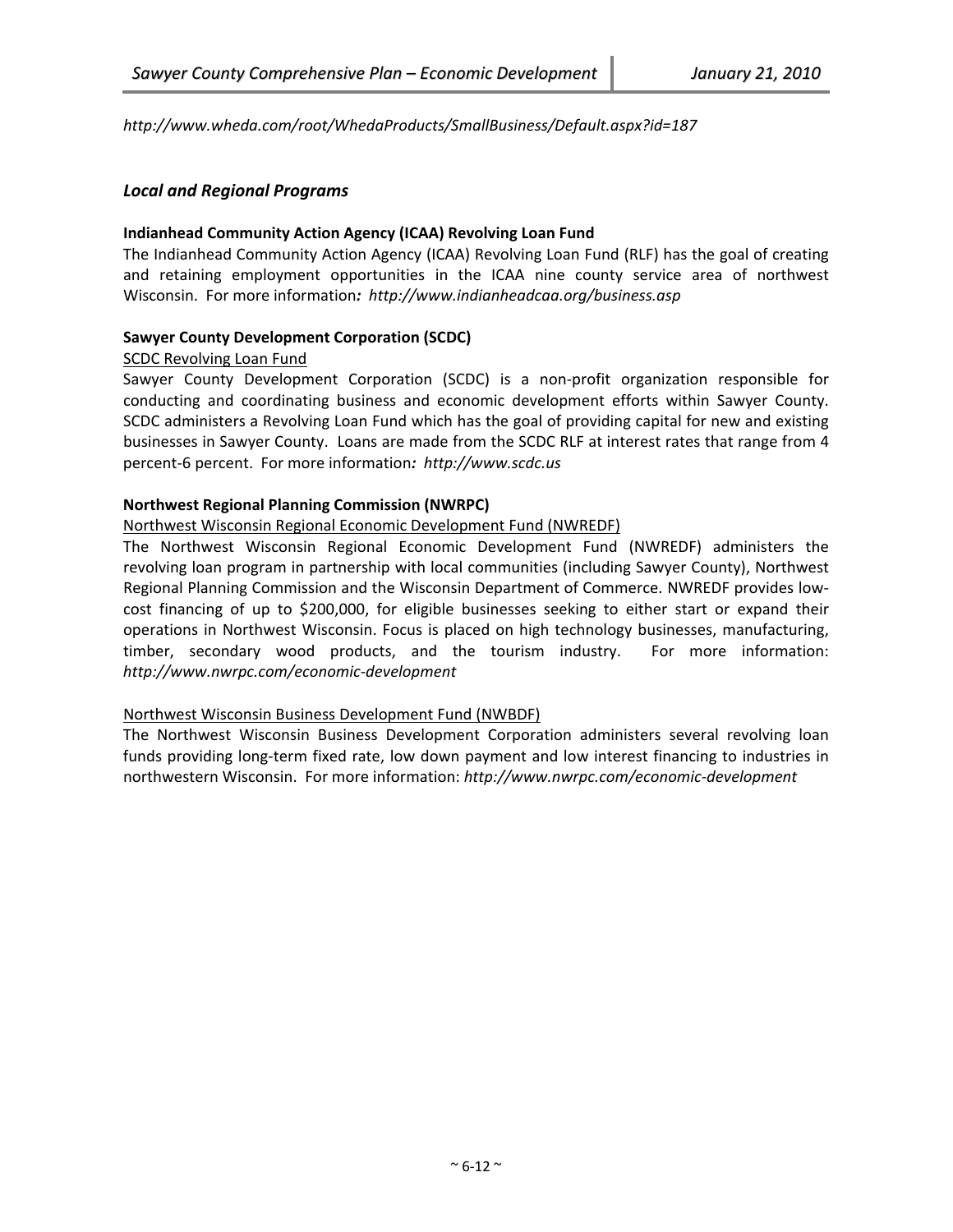*http://www.wheda.com/root/WhedaProducts/SmallBusiness/Default.aspx?id=187*

### *Local and Regional Programs*

**Indianhead Community Action Agency (ICAA) Revolving Loan Fund**

The Indianhead Community Action Agency (ICAA) Revolving Loan Fund (RLF) has the goal of creating and retaining employment opportunities in the ICAA nine county service area of northwest Wisconsin. For more information***:*** *http://www.indianheadcaa.org/business.asp*

**Sawyer County Development Corporation (SCDC)**

<u>SCDC Revolving Loan Fund</u>

Sawyer County Development Corporation (SCDC) is a non-profit organization responsible for conducting and coordinating business and economic development efforts within Sawyer County. SCDC administers a Revolving Loan Fund which has the goal of providing capital for new and existing businesses in Sawyer County. Loans are made from the SCDC RLF at interest rates that range from 4 percent-6 percent. For more information***:*** *http://www.scdc.us*

**Northwest Regional Planning Commission (NWRPC)**

<u>Northwest Wisconsin Regional Economic Development Fund (NWREDF)</u>

The Northwest Wisconsin Regional Economic Development Fund (NWREDF) administers the revolving loan program in partnership with local communities (including Sawyer County), Northwest Regional Planning Commission and the Wisconsin Department of Commerce. NWREDF provides low-cost financing of up to $200,000, for eligible businesses seeking to either start or expand their operations in Northwest Wisconsin. Focus is placed on high technology businesses, manufacturing, timber, secondary wood products, and the tourism industry. For more information: *http://www.nwrpc.com/economic-development*

<u>Northwest Wisconsin Business Development Fund (NWBDF)</u>

The Northwest Wisconsin Business Development Corporation administers several revolving loan funds providing long-term fixed rate, low down payment and low interest financing to industries in northwestern Wisconsin. For more information: *http://www.nwrpc.com/economic-development*